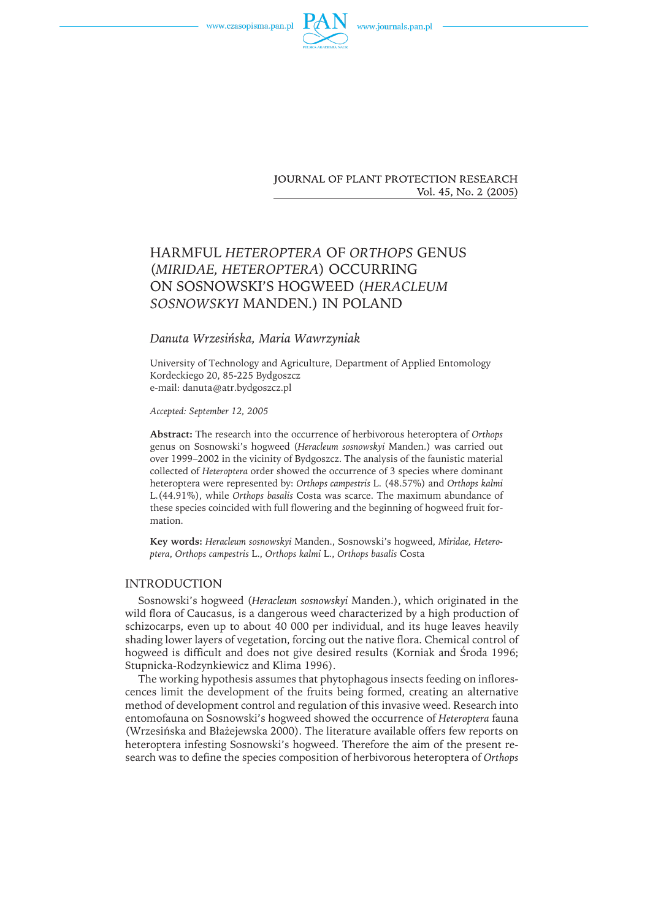# HARMFUL *HETEROPTERA* OF *ORTHOPS* GENUS (*MIRIDAE, HETEROPTERA*) OCCURRING ON SOSNOWSKI'S HOGWEED (*HERACLEUM SOSNOWSKYI* MANDEN.) IN POLAND

*Danuta Wrzesińska, Maria Wawrzyniak*

University of Technology and Agriculture, Department of Applied Entomology
Kordeckiego 20, 85-225 Bydgoszcz
e-mail: danuta@atr.bydgoszcz.pl

*Accepted: September 12, 2005*

**Abstract:** The research into the occurrence of herbivorous heteroptera of *Orthops* genus on Sosnowski's hogweed (*Heracleum sosnowskyi* Manden.) was carried out over 1999–2002 in the vicinity of Bydgoszcz. The analysis of the faunistic material collected of *Heteroptera* order showed the occurrence of 3 species where dominant heteroptera were represented by: *Orthops campestris* L. (48.57%) and *Orthops kalmi* L.(44.91%), while *Orthops basalis* Costa was scarce. The maximum abundance of these species coincided with full flowering and the beginning of hogweed fruit formation.

**Key words:** *Heracleum sosnowskyi* Manden., Sosnowski's hogweed, *Miridae, Heteroptera*, *Orthops campestris* L., *Orthops kalmi* L., *Orthops basalis* Costa

## INTRODUCTION

Sosnowski's hogweed (*Heracleum sosnowskyi* Manden.), which originated in the wild flora of Caucasus, is a dangerous weed characterized by a high production of schizocarps, even up to about 40 000 per individual, and its huge leaves heavily shading lower layers of vegetation, forcing out the native flora. Chemical control of hogweed is difficult and does not give desired results (Korniak and Środa 1996; Stupnicka-Rodzynkiewicz and Klima 1996).

The working hypothesis assumes that phytophagous insects feeding on inflorescences limit the development of the fruits being formed, creating an alternative method of development control and regulation of this invasive weed. Research into entomofauna on Sosnowski's hogweed showed the occurrence of *Heteroptera* fauna (Wrzesińska and Błażejewska 2000). The literature available offers few reports on heteroptera infesting Sosnowski's hogweed. Therefore the aim of the present research was to define the species composition of herbivorous heteroptera of *Orthops*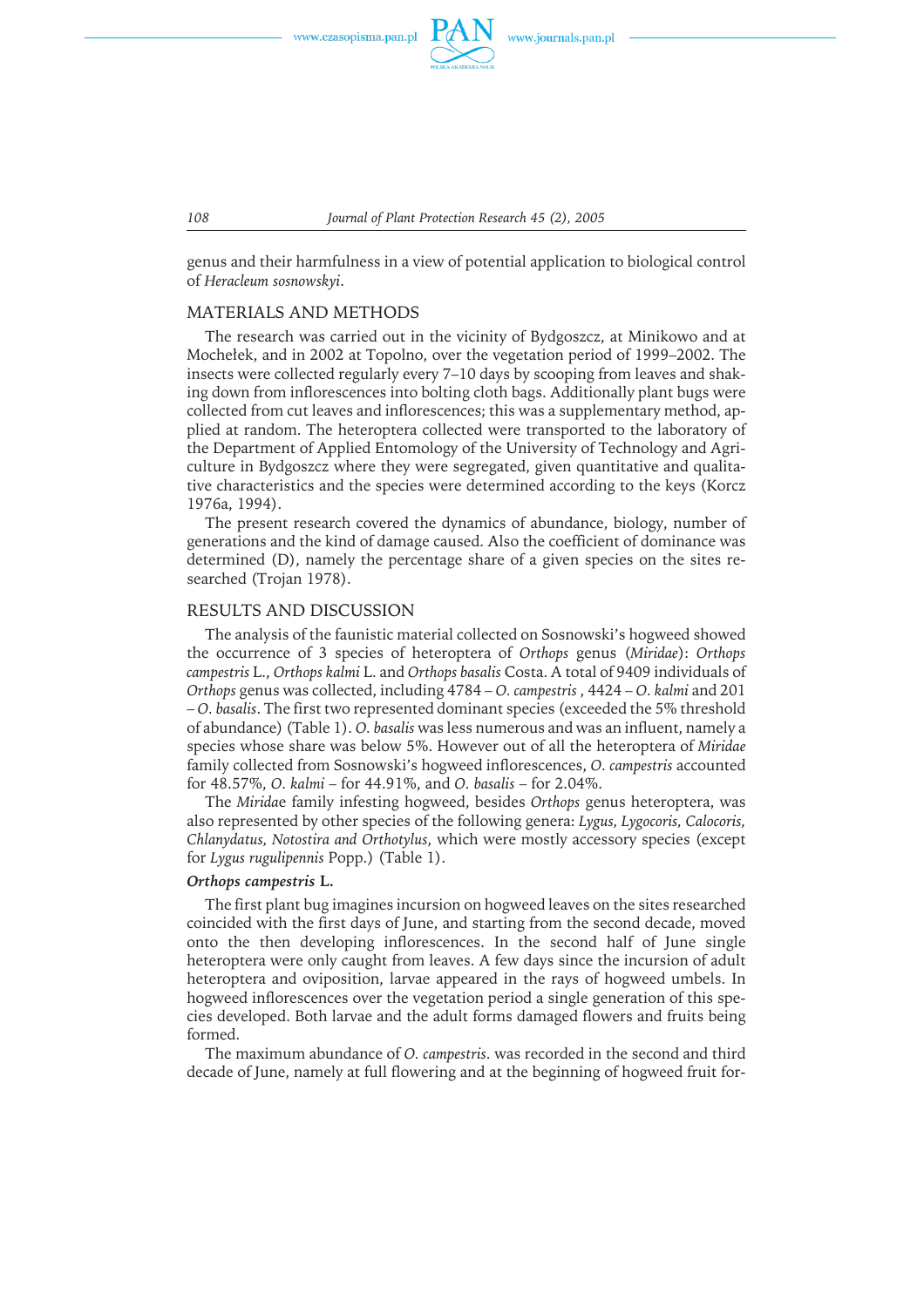genus and their harmfulness in a view of potential application to biological control of *Heracleum sosnowskyi*.

## MATERIALS AND METHODS

The research was carried out in the vicinity of Bydgoszcz, at Minikowo and at Mochełek, and in 2002 at Topolno, over the vegetation period of 1999–2002. The insects were collected regularly every 7–10 days by scooping from leaves and shaking down from inflorescences into bolting cloth bags. Additionally plant bugs were collected from cut leaves and inflorescences; this was a supplementary method, applied at random. The heteroptera collected were transported to the laboratory of the Department of Applied Entomology of the University of Technology and Agriculture in Bydgoszcz where they were segregated, given quantitative and qualitative characteristics and the species were determined according to the keys (Korcz 1976a, 1994).

The present research covered the dynamics of abundance, biology, number of generations and the kind of damage caused. Also the coefficient of dominance was determined (D), namely the percentage share of a given species on the sites researched (Trojan 1978).

## RESULTS AND DISCUSSION

The analysis of the faunistic material collected on Sosnowski's hogweed showed the occurrence of 3 species of heteroptera of *Orthops* genus (*Miridae*): *Orthops campestris* L., *Orthops kalmi* L. and *Orthops basalis* Costa. A total of 9409 individuals of *Orthops* genus was collected, including 4784 – *O. campestris* , 4424 – *O. kalmi* and 201 – *O. basalis*. The first two represented dominant species (exceeded the 5% threshold of abundance) (Table 1). *O. basalis* was less numerous and was an influent, namely a species whose share was below 5%. However out of all the heteroptera of *Miridae* family collected from Sosnowski's hogweed inflorescences, *O. campestris* accounted for 48.57%, *O. kalmi* – for 44.91%, and *O. basalis* – for 2.04%.

The *Mirida*e family infesting hogweed, besides *Orthops* genus heteroptera, was also represented by other species of the following genera: *Lygus, Lygocoris, Calocoris, Chlanydatus, Notostira and Orthotylus*, which were mostly accessory species (except for *Lygus rugulipennis* Popp.) (Table 1).

### *Orthops campestris* L.

The first plant bug imagines incursion on hogweed leaves on the sites researched coincided with the first days of June, and starting from the second decade, moved onto the then developing inflorescences. In the second half of June single heteroptera were only caught from leaves. A few days since the incursion of adult heteroptera and oviposition, larvae appeared in the rays of hogweed umbels. In hogweed inflorescences over the vegetation period a single generation of this species developed. Both larvae and the adult forms damaged flowers and fruits being formed.

The maximum abundance of *O. campestris*. was recorded in the second and third decade of June, namely at full flowering and at the beginning of hogweed fruit for-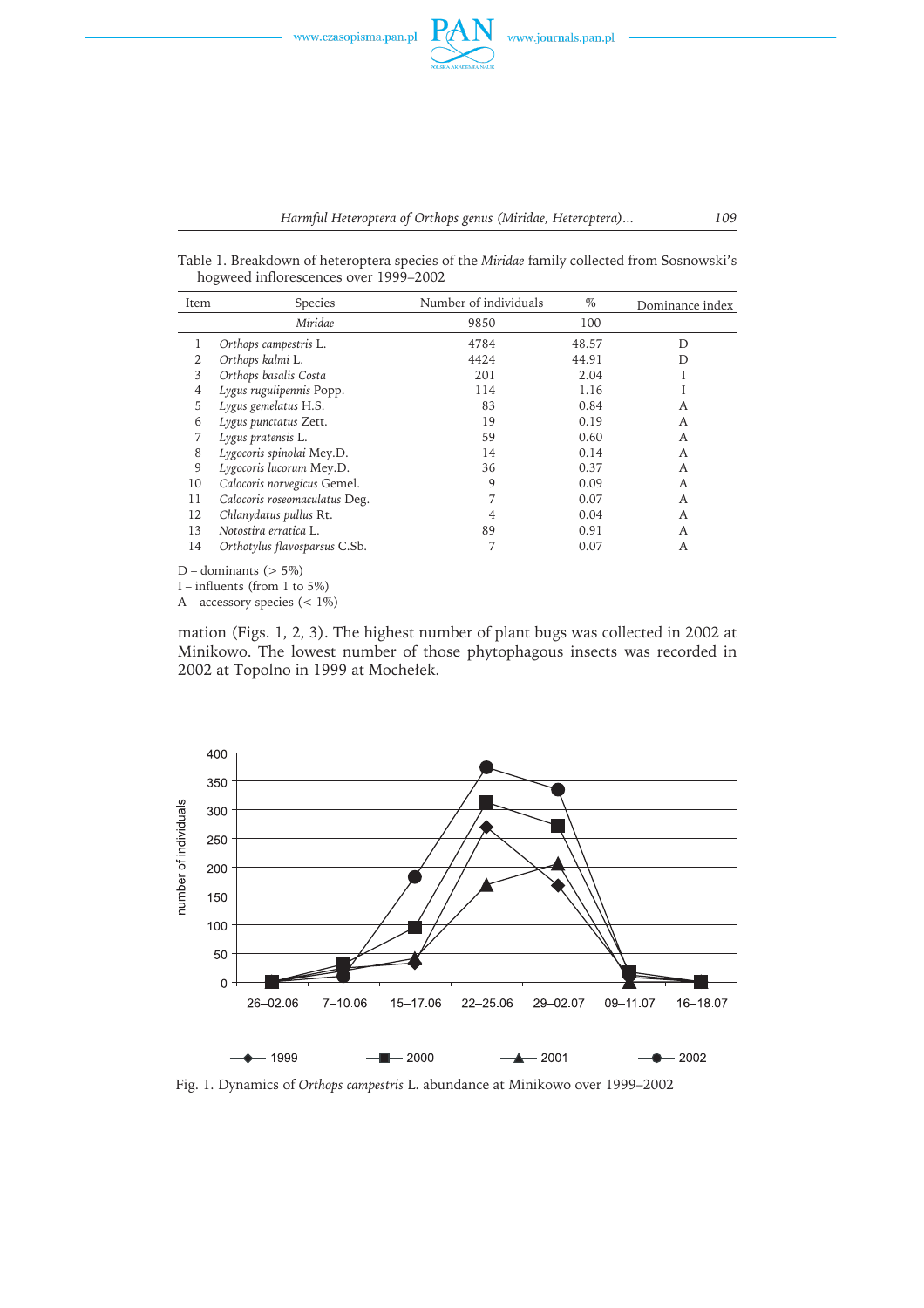Table 1. Breakdown of heteroptera species of the *Miridae* family collected from Sosnowski's hogweed inflorescences over 1999–2002

| Item | Species | Number of individuals | % | Dominance index |
|---|---|---|---|---|
| | *Miridae* | 9850 | 100 | |
| 1 | *Orthops campestris* L. | 4784 | 48.57 | D |
| 2 | *Orthops kalmi* L. | 4424 | 44.91 | D |
| 3 | *Orthops basalis* Costa | 201 | 2.04 | I |
| 4 | *Lygus rugulipennis* Popp. | 114 | 1.16 | I |
| 5 | *Lygus gemelatus* H.S. | 83 | 0.84 | A |
| 6 | *Lygus punctatus* Zett. | 19 | 0.19 | A |
| 7 | *Lygus pratensis* L. | 59 | 0.60 | A |
| 8 | *Lygocoris spinolai* Mey.D. | 14 | 0.14 | A |
| 9 | *Lygocoris lucorum* Mey.D. | 36 | 0.37 | A |
| 10 | *Calocoris norvegicus* Gemel. | 9 | 0.09 | A |
| 11 | *Calocoris roseomaculatus* Deg. | 7 | 0.07 | A |
| 12 | *Chlanydatus pullus* Rt. | 4 | 0.04 | A |
| 13 | *Notostira erratica* L. | 89 | 0.91 | A |
| 14 | *Orthotylus flavosparsus* C.Sb. | 7 | 0.07 | A |

D – dominants (> 5%)
I – influents (from 1 to 5%)
A – accessory species (< 1%)

mation (Figs. 1, 2, 3). The highest number of plant bugs was collected in 2002 at Minikowo. The lowest number of those phytophagous insects was recorded in 2002 at Topolno in 1999 at Mochełek.

Fig. 1. Dynamics of *Orthops campestris* L. abundance at Minikowo over 1999–2002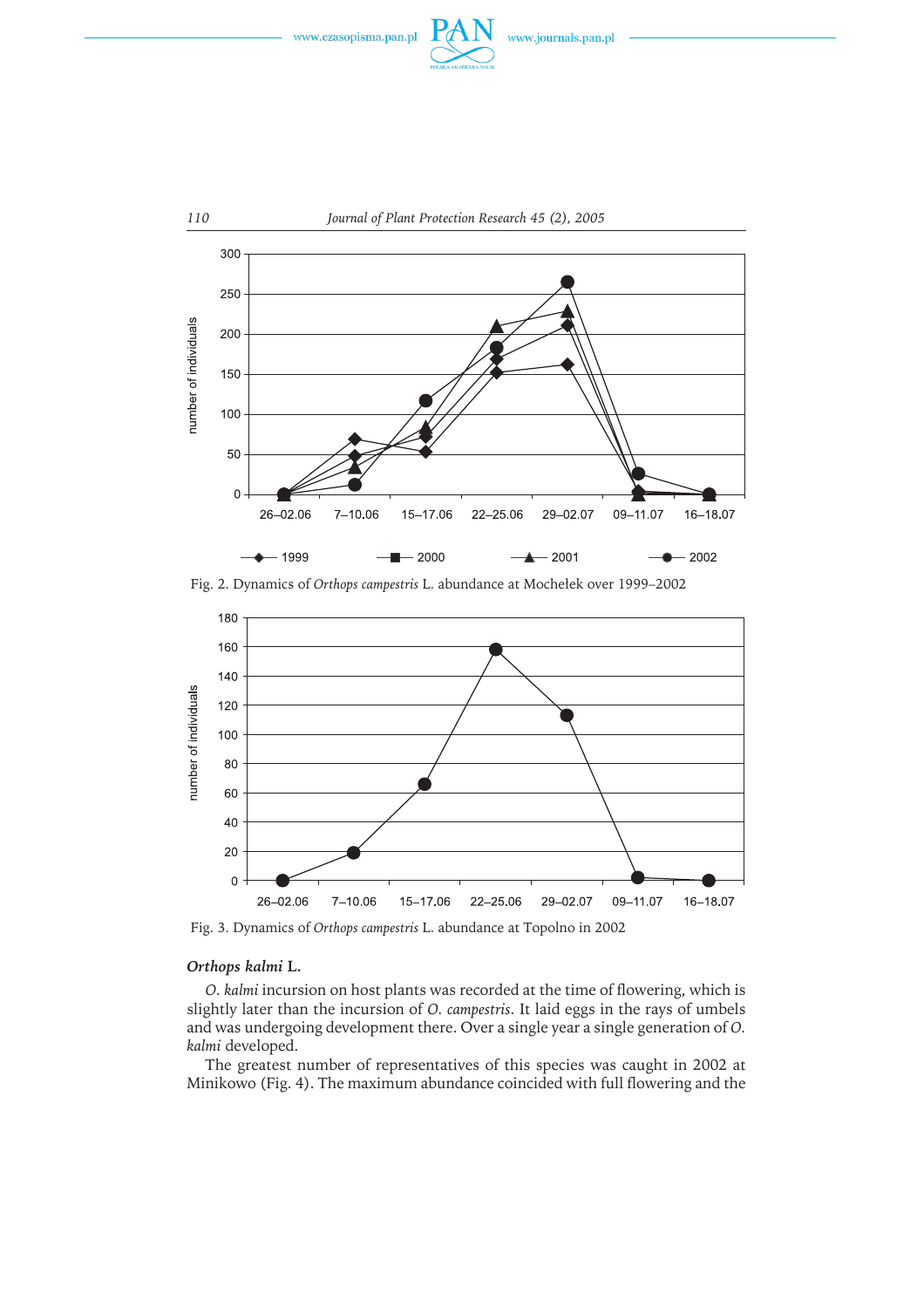Fig. 2. Dynamics of *Orthops campestris* L. abundance at Mochełek over 1999–2002

Fig. 3. Dynamics of *Orthops campestris* L. abundance at Topolno in 2002

### *Orthops kalmi* L.

*O. kalmi* incursion on host plants was recorded at the time of flowering, which is slightly later than the incursion of *O. campestris*. It laid eggs in the rays of umbels and was undergoing development there. Over a single year a single generation of *O. kalmi* developed.

The greatest number of representatives of this species was caught in 2002 at Minikowo (Fig. 4). The maximum abundance coincided with full flowering and the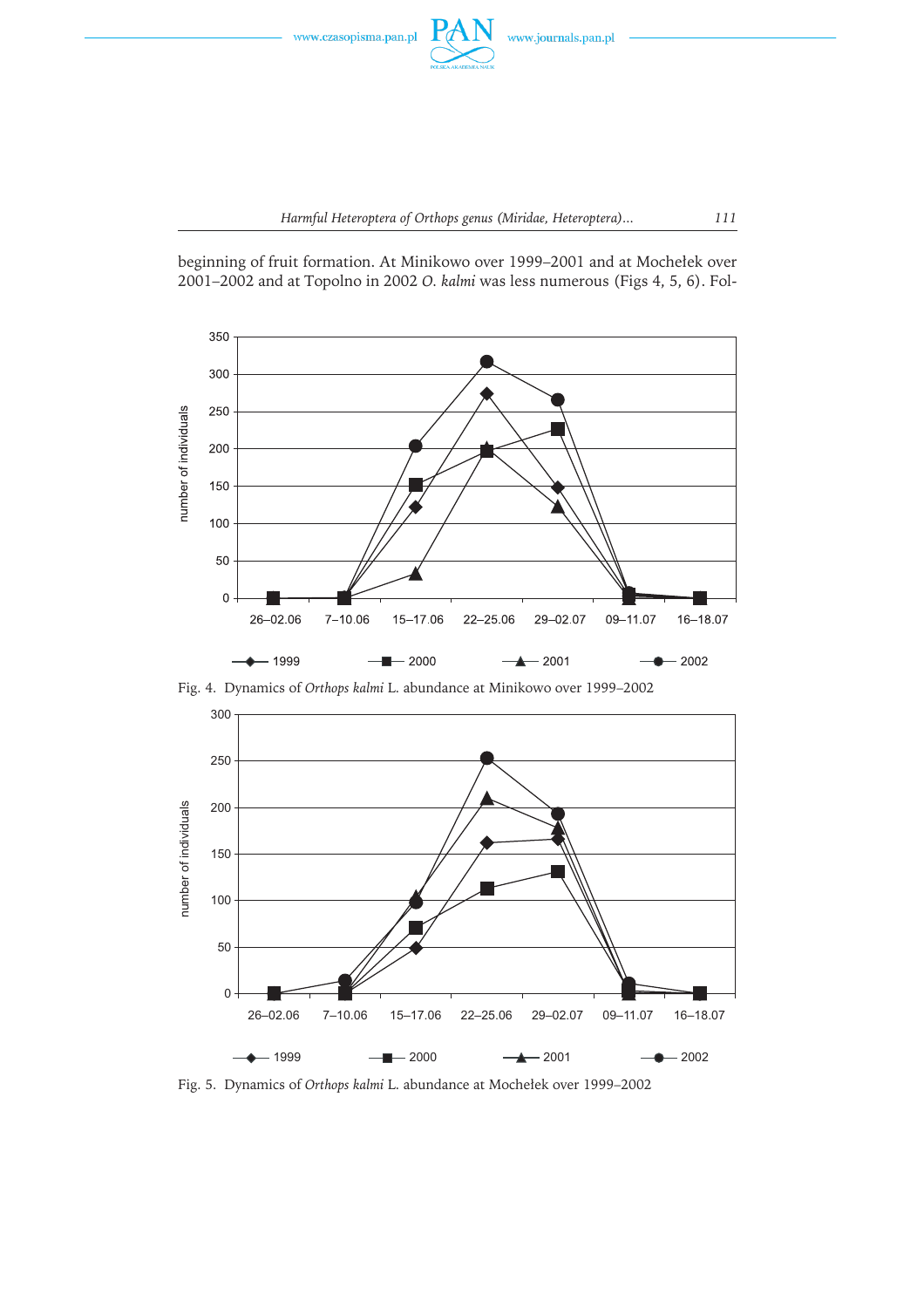beginning of fruit formation. At Minikowo over 1999–2001 and at Mochełek over 2001–2002 and at Topolno in 2002 *O. kalmi* was less numerous (Figs 4, 5, 6). Fol-

Fig. 4. Dynamics of *Orthops kalmi* L. abundance at Minikowo over 1999–2002

Fig. 5. Dynamics of *Orthops kalmi* L. abundance at Mochełek over 1999–2002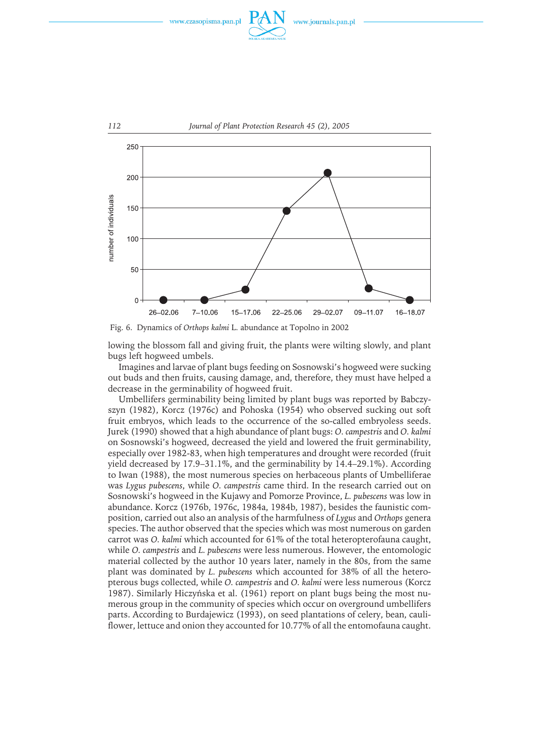Fig. 6. Dynamics of *Orthops kalmi* L. abundance at Topolno in 2002

lowing the blossom fall and giving fruit, the plants were wilting slowly, and plant bugs left hogweed umbels.

Imagines and larvae of plant bugs feeding on Sosnowski's hogweed were sucking out buds and then fruits, causing damage, and, therefore, they must have helped a decrease in the germinability of hogweed fruit.

Umbellifers germinability being limited by plant bugs was reported by Babczyszyn (1982), Korcz (1976c) and Pohoska (1954) who observed sucking out soft fruit embryos, which leads to the occurrence of the so-called embryoless seeds. Jurek (1990) showed that a high abundance of plant bugs: *O. campestris* and *O. kalmi* on Sosnowski's hogweed, decreased the yield and lowered the fruit germinability, especially over 1982-83, when high temperatures and drought were recorded (fruit yield decreased by 17.9–31.1%, and the germinability by 14.4–29.1%). According to Iwan (1988), the most numerous species on herbaceous plants of Umbelliferae was *Lygus pubescens*, while *O. campestris* came third. In the research carried out on Sosnowski's hogweed in the Kujawy and Pomorze Province, *L. pubescens* was low in abundance. Korcz (1976b, 1976c, 1984a, 1984b, 1987), besides the faunistic composition, carried out also an analysis of the harmfulness of *Lygus* and *Orthops* genera species. The author observed that the species which was most numerous on garden carrot was *O. kalmi* which accounted for 61% of the total heteropterofauna caught, while *O. campestris* and *L. pubescens* were less numerous. However, the entomologic material collected by the author 10 years later, namely in the 80s, from the same plant was dominated by *L. pubescens* which accounted for 38% of all the heteropterous bugs collected, while *O. campestris* and *O. kalmi* were less numerous (Korcz 1987). Similarly Hiczyńska et al. (1961) report on plant bugs being the most numerous group in the community of species which occur on overground umbellifers parts. According to Burdajewicz (1993), on seed plantations of celery, bean, cauliflower, lettuce and onion they accounted for 10.77% of all the entomofauna caught.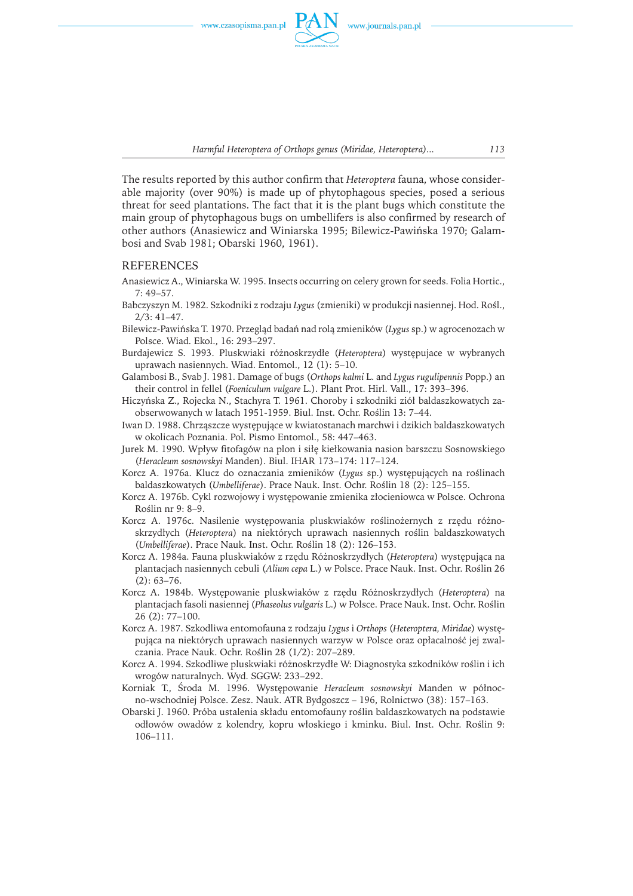The results reported by this author confirm that *Heteroptera* fauna, whose considerable majority (over 90%) is made up of phytophagous species, posed a serious threat for seed plantations. The fact that it is the plant bugs which constitute the main group of phytophagous bugs on umbellifers is also confirmed by research of other authors (Anasiewicz and Winiarska 1995; Bilewicz-Pawińska 1970; Galambosi and Svab 1981; Obarski 1960, 1961).

## REFERENCES

Anasiewicz A., Winiarska W. 1995. Insects occurring on celery grown for seeds. Folia Hortic., 7: 49–57.

Babczyszyn M. 1982. Szkodniki z rodzaju *Lygus* (zmieniki) w produkcji nasiennej. Hod. Rośl., 2/3: 41–47.

Bilewicz-Pawińska T. 1970. Przegląd badań nad rolą zmieników (*Lygus* sp.) w agrocenozach w Polsce. Wiad. Ekol., 16: 293–297.

Burdajewicz S. 1993. Pluskwiaki różnoskrzydłe (*Heteroptera*) występujace w wybranych uprawach nasiennych. Wiad. Entomol., 12 (1): 5–10.

Galambosi B., Svab J. 1981. Damage of bugs (*Orthops kalmi* L. and *Lygus rugulipennis* Popp.) an their control in fellel (*Foeniculum vulgare* L.). Plant Prot. Hirl. Vall., 17: 393–396.

Hiczyńska Z., Rojecka N., Stachyra T. 1961. Choroby i szkodniki ziół baldaszkowatych zaobserwowanych w latach 1951-1959. Biul. Inst. Ochr. Roślin 13: 7–44.

Iwan D. 1988. Chrząszcze występujące w kwiatostanach marchwi i dzikich baldaszkowatych w okolicach Poznania. Pol. Pismo Entomol., 58: 447–463.

Jurek M. 1990. Wpływ fitofagów na plon i siłę kiełkowania nasion barszczu Sosnowskiego (*Heracleum sosnowskyi* Manden). Biul. IHAR 173–174: 117–124.

Korcz A. 1976a. Klucz do oznaczania zmieników (*Lygus* sp.) występujących na roślinach baldaszkowatych (*Umbelliferae*). Prace Nauk. Inst. Ochr. Roślin 18 (2): 125–155.

Korcz A. 1976b. Cykl rozwojowy i występowanie zmienika złocieniowca w Polsce. Ochrona Roślin nr 9: 8–9.

Korcz A. 1976c. Nasilenie występowania pluskwiaków roślinożernych z rzędu różnoskrzydłych (*Heteroptera*) na niektórych uprawach nasiennych roślin baldaszkowatych (*Umbelliferae*). Prace Nauk. Inst. Ochr. Roślin 18 (2): 126–153.

Korcz A. 1984a. Fauna pluskwiaków z rzędu Różnoskrzydłych (*Heteroptera*) występująca na plantacjach nasiennych cebuli (*Alium cepa* L.) w Polsce. Prace Nauk. Inst. Ochr. Roślin 26 (2): 63–76.

Korcz A. 1984b. Występowanie pluskwiaków z rzędu Różnoskrzydłych (*Heteroptera*) na plantacjach fasoli nasiennej (*Phaseolus vulgaris* L.) w Polsce. Prace Nauk. Inst. Ochr. Roślin 26 (2): 77–100.

Korcz A. 1987. Szkodliwa entomofauna z rodzaju *Lygus* i *Orthops* (*Heteroptera, Miridae*) występująca na niektórych uprawach nasiennych warzyw w Polsce oraz opłacalność jej zwalczania. Prace Nauk. Ochr. Roślin 28 (1/2): 207–289.

Korcz A. 1994. Szkodliwe pluskwiaki różnoskrzydłe W: Diagnostyka szkodników roślin i ich wrogów naturalnych. Wyd. SGGW: 233–292.

Korniak T., Środa M. 1996. Występowanie *Heracleum sosnowskyi* Manden w północno-wschodniej Polsce. Zesz. Nauk. ATR Bydgoszcz – 196, Rolnictwo (38): 157–163.

Obarski J. 1960. Próba ustalenia składu entomofauny roślin baldaszkowatych na podstawie odłowów owadów z kolendry, kopru włoskiego i kminku. Biul. Inst. Ochr. Roślin 9: 106–111.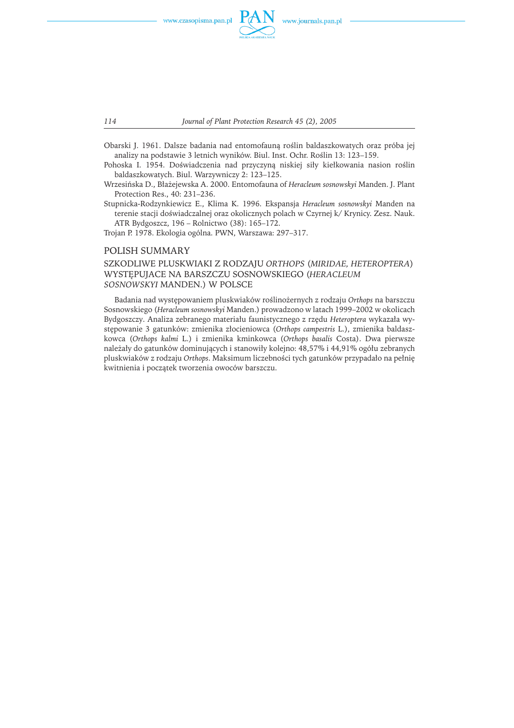Obarski J. 1961. Dalsze badania nad entomofauną roślin baldaszkowatych oraz próba jej analizy na podstawie 3 letnich wyników. Biul. Inst. Ochr. Roślin 13: 123–159.

Pohoska I. 1954. Doświadczenia nad przyczyną niskiej siły kiełkowania nasion roślin baldaszkowatych. Biul. Warzywniczy 2: 123–125.

Wrzesińska D., Błażejewska A. 2000. Entomofauna of *Heracleum sosnowskyi* Manden. J. Plant Protection Res., 40: 231–236.

Stupnicka-Rodzynkiewicz E., Klima K. 1996. Ekspansja *Heracleum sosnowskyi* Manden na terenie stacji doświadczalnej oraz okolicznych polach w Czyrnej k/ Krynicy. Zesz. Nauk. ATR Bydgoszcz, 196 – Rolnictwo (38): 165–172.

Trojan P. 1978. Ekologia ogólna. PWN, Warszawa: 297–317.

## POLISH SUMMARY

### SZKODLIWE PLUSKWIAKI Z RODZAJU *ORTHOPS* (*MIRIDAE, HETEROPTERA*) WYSTĘPUJACE NA BARSZCZU SOSNOWSKIEGO (*HERACLEUM SOSNOWSKYI* MANDEN.) W POLSCE

Badania nad występowaniem pluskwiaków roślinożernych z rodzaju *Orthops* na barszczu Sosnowskiego (*Heracleum sosnowskyi* Manden.) prowadzono w latach 1999–2002 w okolicach Bydgoszczy. Analiza zebranego materiału faunistycznego z rzędu *Heteroptera* wykazała występowanie 3 gatunków: zmienika złocieniowca (*Orthops campestris* L.), zmienika baldaszkowca (*Orthops kalmi* L.) i zmienika kminkowca (*Orthops basalis* Costa). Dwa pierwsze należały do gatunków dominujących i stanowiły kolejno: 48,57% i 44,91% ogółu zebranych pluskwiaków z rodzaju *Orthops*. Maksimum liczebności tych gatunków przypadało na pełnię kwitnienia i początek tworzenia owoców barszczu.